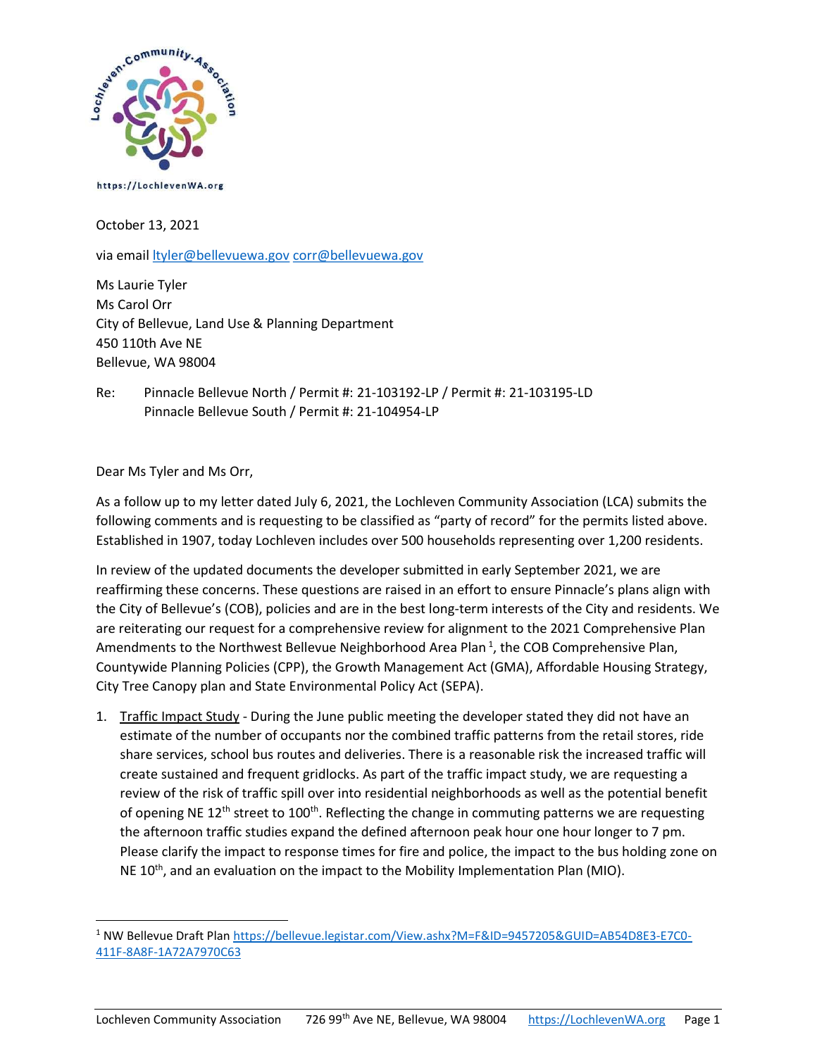https://LochlevenWA.org

October 13, 2021

via email ltyler@bellevuewa.gov corr@bellevuewa.gov

Ms Laurie Tyler
Ms Carol Orr
City of Bellevue, Land Use & Planning Department
450 110th Ave NE
Bellevue, WA 98004

Re: Pinnacle Bellevue North / Permit #: 21-103192-LP / Permit #: 21-103195-LD
Pinnacle Bellevue South / Permit #: 21-104954-LP

Dear Ms Tyler and Ms Orr,

As a follow up to my letter dated July 6, 2021, the Lochleven Community Association (LCA) submits the following comments and is requesting to be classified as "party of record" for the permits listed above. Established in 1907, today Lochleven includes over 500 households representing over 1,200 residents.

In review of the updated documents the developer submitted in early September 2021, we are reaffirming these concerns. These questions are raised in an effort to ensure Pinnacle's plans align with the City of Bellevue's (COB), policies and are in the best long-term interests of the City and residents. We are reiterating our request for a comprehensive review for alignment to the 2021 Comprehensive Plan Amendments to the Northwest Bellevue Neighborhood Area Plan [1], the COB Comprehensive Plan, Countywide Planning Policies (CPP), the Growth Management Act (GMA), Affordable Housing Strategy, City Tree Canopy plan and State Environmental Policy Act (SEPA).

1. Traffic Impact Study - During the June public meeting the developer stated they did not have an estimate of the number of occupants nor the combined traffic patterns from the retail stores, ride share services, school bus routes and deliveries. There is a reasonable risk the increased traffic will create sustained and frequent gridlocks. As part of the traffic impact study, we are requesting a review of the risk of traffic spill over into residential neighborhoods as well as the potential benefit of opening NE 12th street to 100th. Reflecting the change in commuting patterns we are requesting the afternoon traffic studies expand the defined afternoon peak hour one hour longer to 7 pm. Please clarify the impact to response times for fire and police, the impact to the bus holding zone on NE 10th, and an evaluation on the impact to the Mobility Implementation Plan (MIO).

[1] NW Bellevue Draft Plan https://bellevue.legistar.com/View.ashx?M=F&ID=9457205&GUID=AB54D8E3-E7C0-411F-8A8F-1A72A7970C63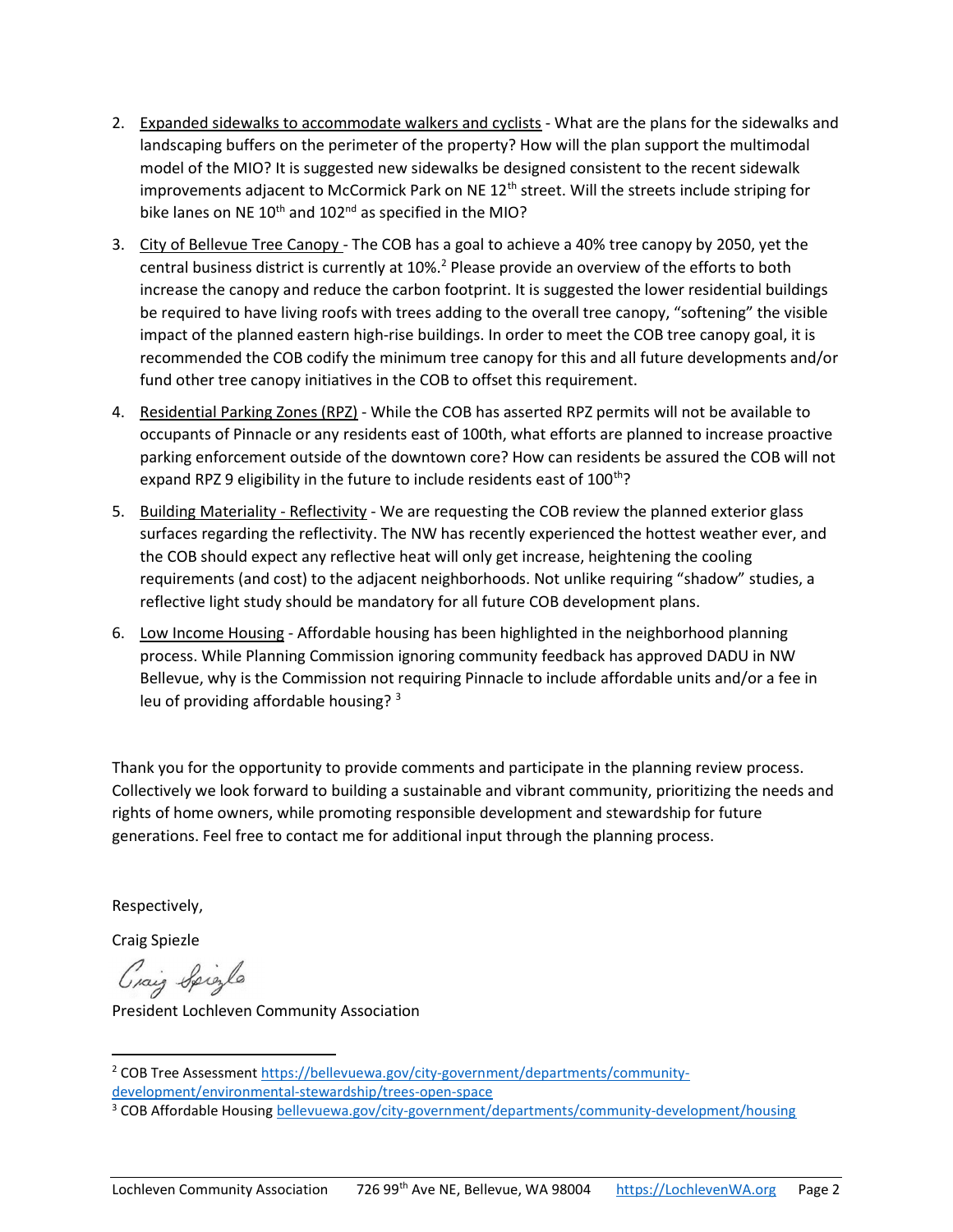2. Expanded sidewalks to accommodate walkers and cyclists - What are the plans for the sidewalks and landscaping buffers on the perimeter of the property? How will the plan support the multimodal model of the MIO? It is suggested new sidewalks be designed consistent to the recent sidewalk improvements adjacent to McCormick Park on NE 12th street. Will the streets include striping for bike lanes on NE 10th and 102nd as specified in the MIO?

3. City of Bellevue Tree Canopy - The COB has a goal to achieve a 40% tree canopy by 2050, yet the central business district is currently at 10%.[2] Please provide an overview of the efforts to both increase the canopy and reduce the carbon footprint. It is suggested the lower residential buildings be required to have living roofs with trees adding to the overall tree canopy, "softening" the visible impact of the planned eastern high-rise buildings. In order to meet the COB tree canopy goal, it is recommended the COB codify the minimum tree canopy for this and all future developments and/or fund other tree canopy initiatives in the COB to offset this requirement.

4. Residential Parking Zones (RPZ) - While the COB has asserted RPZ permits will not be available to occupants of Pinnacle or any residents east of 100th, what efforts are planned to increase proactive parking enforcement outside of the downtown core? How can residents be assured the COB will not expand RPZ 9 eligibility in the future to include residents east of 100th?

5. Building Materiality - Reflectivity - We are requesting the COB review the planned exterior glass surfaces regarding the reflectivity. The NW has recently experienced the hottest weather ever, and the COB should expect any reflective heat will only get increase, heightening the cooling requirements (and cost) to the adjacent neighborhoods. Not unlike requiring "shadow" studies, a reflective light study should be mandatory for all future COB development plans.

6. Low Income Housing - Affordable housing has been highlighted in the neighborhood planning process. While Planning Commission ignoring community feedback has approved DADU in NW Bellevue, why is the Commission not requiring Pinnacle to include affordable units and/or a fee in leu of providing affordable housing? [3]

Thank you for the opportunity to provide comments and participate in the planning review process. Collectively we look forward to building a sustainable and vibrant community, prioritizing the needs and rights of home owners, while promoting responsible development and stewardship for future generations. Feel free to contact me for additional input through the planning process.

Respectively,

Craig Spiezle

Craig Spiezle

President Lochleven Community Association

---

[2] COB Tree Assessment https://bellevuewa.gov/city-government/departments/community-development/environmental-stewardship/trees-open-space

[3] COB Affordable Housing bellevuewa.gov/city-government/departments/community-development/housing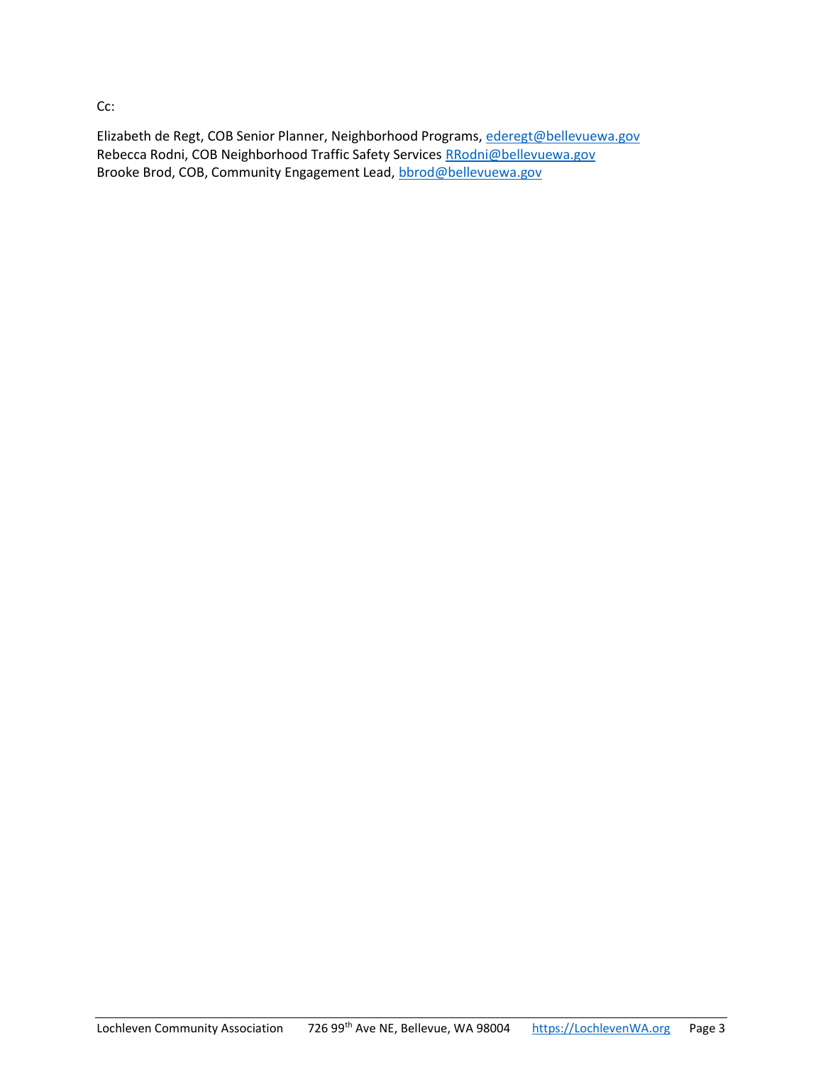Cc:

Elizabeth de Regt, COB Senior Planner, Neighborhood Programs, ederegt@bellevuewa.gov
Rebecca Rodni, COB Neighborhood Traffic Safety Services RRodni@bellevuewa.gov
Brooke Brod, COB, Community Engagement Lead, bbrod@bellevuewa.gov